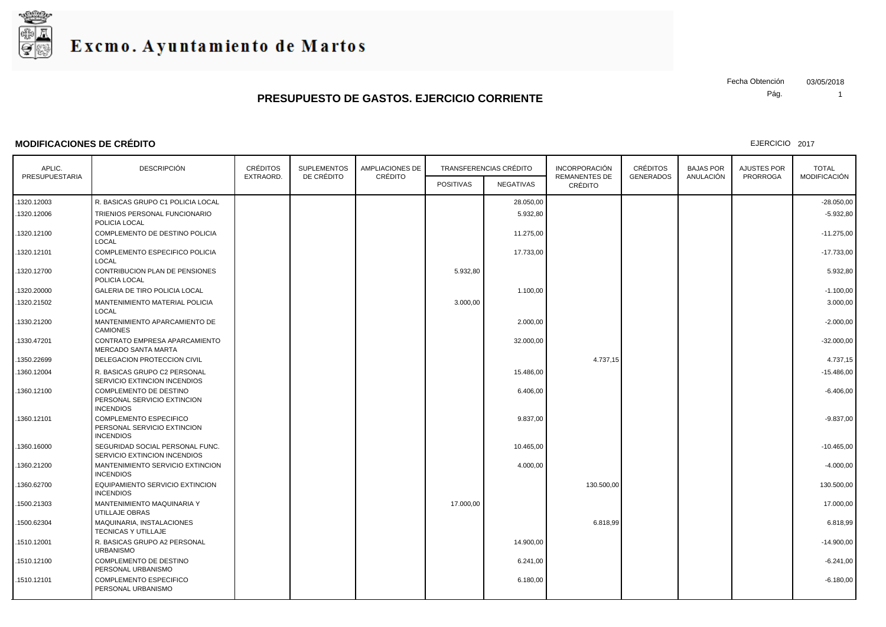# Excmo. Ayuntamiento de Martos

Fecha Obtención 03/05/2018

## PRESUPUESTO DE GASTOS. EJERCICIO CORRIENTE

**MODIFICACIONES DE CRÉDITO**

EJERCICIO 2017

| APLIC. PRESUPUESTARIA | DESCRIPCIÓN | CRÉDITOS EXTRAORD. | SUPLEMENTOS DE CRÉDITO | AMPLIACIONES DE CRÉDITO | TRANSFERENCIAS CRÉDITO | | INCORPORACIÓN REMANENTES DE CRÉDITO | CRÉDITOS GENERADOS | BAJAS POR ANULACIÓN | AJUSTES POR PRORROGA | TOTAL MODIFICACIÓN |
|---|---|---|---|---|---|---|---|---|---|---|---|
| | | | | | POSITIVAS | NEGATIVAS | | | | | |
| .1320.12003 | R. BASICAS GRUPO C1 POLICIA LOCAL | | | | | 28.050,00 | | | | | -28.050,00 |
| .1320.12006 | TRIENIOS PERSONAL FUNCIONARIO POLICIA LOCAL | | | | | 5.932,80 | | | | | -5.932,80 |
| .1320.12100 | COMPLEMENTO DE DESTINO POLICIA LOCAL | | | | | 11.275,00 | | | | | -11.275,00 |
| .1320.12101 | COMPLEMENTO ESPECIFICO POLICIA LOCAL | | | | | 17.733,00 | | | | | -17.733,00 |
| .1320.12700 | CONTRIBUCION PLAN DE PENSIONES POLICIA LOCAL | | | | 5.932,80 | | | | | | 5.932,80 |
| .1320.20000 | GALERIA DE TIRO POLICIA LOCAL | | | | | 1.100,00 | | | | | -1.100,00 |
| .1320.21502 | MANTENIMIENTO MATERIAL POLICIA LOCAL | | | | 3.000,00 | | | | | | 3.000,00 |
| .1330.21200 | MANTENIMIENTO APARCAMIENTO DE CAMIONES | | | | | 2.000,00 | | | | | -2.000,00 |
| .1330.47201 | CONTRATO EMPRESA APARCAMIENTO MERCADO SANTA MARTA | | | | | 32.000,00 | | | | | -32.000,00 |
| .1350.22699 | DELEGACION PROTECCION CIVIL | | | | | | 4.737,15 | | | | 4.737,15 |
| .1360.12004 | R. BASICAS GRUPO C2 PERSONAL SERVICIO EXTINCION INCENDIOS | | | | | 15.486,00 | | | | | -15.486,00 |
| .1360.12100 | COMPLEMENTO DE DESTINO PERSONAL SERVICIO EXTINCION INCENDIOS | | | | | 6.406,00 | | | | | -6.406,00 |
| .1360.12101 | COMPLEMENTO ESPECIFICO PERSONAL SERVICIO EXTINCION INCENDIOS | | | | | 9.837,00 | | | | | -9.837,00 |
| .1360.16000 | SEGURIDAD SOCIAL PERSONAL FUNC. SERVICIO EXTINCION INCENDIOS | | | | | 10.465,00 | | | | | -10.465,00 |
| .1360.21200 | MANTENIMIENTO SERVICIO EXTINCION INCENDIOS | | | | | 4.000,00 | | | | | -4.000,00 |
| .1360.62700 | EQUIPAMIENTO SERVICIO EXTINCION INCENDIOS | | | | | | 130.500,00 | | | | 130.500,00 |
| .1500.21303 | MANTENIMIENTO MAQUINARIA Y UTILLAJE OBRAS | | | | 17.000,00 | | | | | | 17.000,00 |
| .1500.62304 | MAQUINARIA, INSTALACIONES TECNICAS Y UTILLAJE | | | | | | 6.818,99 | | | | 6.818,99 |
| .1510.12001 | R. BASICAS GRUPO A2 PERSONAL URBANISMO | | | | | 14.900,00 | | | | | -14.900,00 |
| .1510.12100 | COMPLEMENTO DE DESTINO PERSONAL URBANISMO | | | | | 6.241,00 | | | | | -6.241,00 |
| .1510.12101 | COMPLEMENTO ESPECIFICO PERSONAL URBANISMO | | | | | 6.180,00 | | | | | -6.180,00 |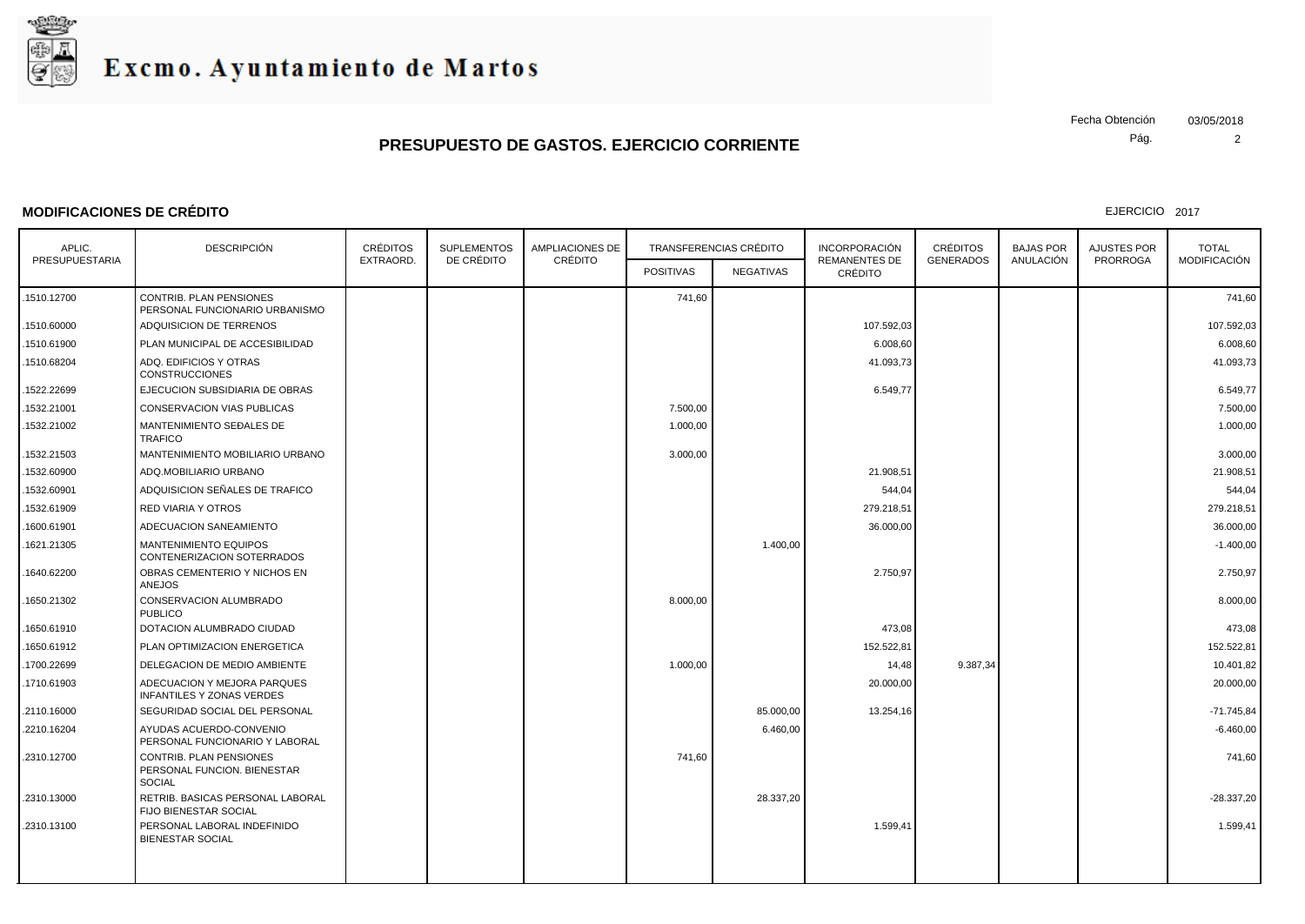# Excmo. Ayuntamiento de Martos

Fecha Obtención 03/05/2018

## PRESUPUESTO DE GASTOS. EJERCICIO CORRIENTE

### MODIFICACIONES DE CRÉDITO

EJERCICIO 2017

| APLIC. PRESUPUESTARIA | DESCRIPCIÓN | CRÉDITOS EXTRAORD. | SUPLEMENTOS DE CRÉDITO | AMPLIACIONES DE CRÉDITO | TRANSFERENCIAS CRÉDITO | | INCORPORACIÓN REMANENTES DE CRÉDITO | CRÉDITOS GENERADOS | BAJAS POR ANULACIÓN | AJUSTES POR PRORROGA | TOTAL MODIFICACIÓN |
|---|---|---|---|---|---|---|---|---|---|---|---|
| | | | | | POSITIVAS | NEGATIVAS | | | | | |
| .1510.12700 | CONTRIB. PLAN PENSIONES PERSONAL FUNCIONARIO URBANISMO | | | | 741,60 | | | | | | 741,60 |
| .1510.60000 | ADQUISICION DE TERRENOS | | | | | | 107.592,03 | | | | 107.592,03 |
| .1510.61900 | PLAN MUNICIPAL DE ACCESIBILIDAD | | | | | | 6.008,60 | | | | 6.008,60 |
| .1510.68204 | ADQ. EDIFICIOS Y OTRAS CONSTRUCCIONES | | | | | | 41.093,73 | | | | 41.093,73 |
| .1522.22699 | EJECUCION SUBSIDIARIA DE OBRAS | | | | | | 6.549,77 | | | | 6.549,77 |
| .1532.21001 | CONSERVACION VIAS PUBLICAS | | | | 7.500,00 | | | | | | 7.500,00 |
| .1532.21002 | MANTENIMIENTO SEÐALES DE TRAFICO | | | | 1.000,00 | | | | | | 1.000,00 |
| .1532.21503 | MANTENIMIENTO MOBILIARIO URBANO | | | | 3.000,00 | | | | | | 3.000,00 |
| .1532.60900 | ADQ.MOBILIARIO URBANO | | | | | | 21.908,51 | | | | 21.908,51 |
| .1532.60901 | ADQUISICION SEÑALES DE TRAFICO | | | | | | 544,04 | | | | 544,04 |
| .1532.61909 | RED VIARIA Y OTROS | | | | | | 279.218,51 | | | | 279.218,51 |
| .1600.61901 | ADECUACION SANEAMIENTO | | | | | | 36.000,00 | | | | 36.000,00 |
| .1621.21305 | MANTENIMIENTO EQUIPOS CONTENERIZACION SOTERRADOS | | | | | 1.400,00 | | | | | -1.400,00 |
| .1640.62200 | OBRAS CEMENTERIO Y NICHOS EN ANEJOS | | | | | | 2.750,97 | | | | 2.750,97 |
| .1650.21302 | CONSERVACION ALUMBRADO PUBLICO | | | | 8.000,00 | | | | | | 8.000,00 |
| .1650.61910 | DOTACION ALUMBRADO CIUDAD | | | | | | 473,08 | | | | 473,08 |
| .1650.61912 | PLAN OPTIMIZACION ENERGETICA | | | | | | 152.522,81 | | | | 152.522,81 |
| .1700.22699 | DELEGACION DE MEDIO AMBIENTE | | | | 1.000,00 | | 14,48 | 9.387,34 | | | 10.401,82 |
| .1710.61903 | ADECUACION Y MEJORA PARQUES INFANTILES Y ZONAS VERDES | | | | | | 20.000,00 | | | | 20.000,00 |
| .2110.16000 | SEGURIDAD SOCIAL DEL PERSONAL | | | | | 85.000,00 | 13.254,16 | | | | -71.745,84 |
| .2210.16204 | AYUDAS ACUERDO-CONVENIO PERSONAL FUNCIONARIO Y LABORAL | | | | | 6.460,00 | | | | | -6.460,00 |
| .2310.12700 | CONTRIB. PLAN PENSIONES PERSONAL FUNCION. BIENESTAR SOCIAL | | | | 741,60 | | | | | | 741,60 |
| .2310.13000 | RETRIB. BASICAS PERSONAL LABORAL FIJO BIENESTAR SOCIAL | | | | | 28.337,20 | | | | | -28.337,20 |
| .2310.13100 | PERSONAL LABORAL INDEFINIDO BIENESTAR SOCIAL | | | | | | 1.599,41 | | | | 1.599,41 |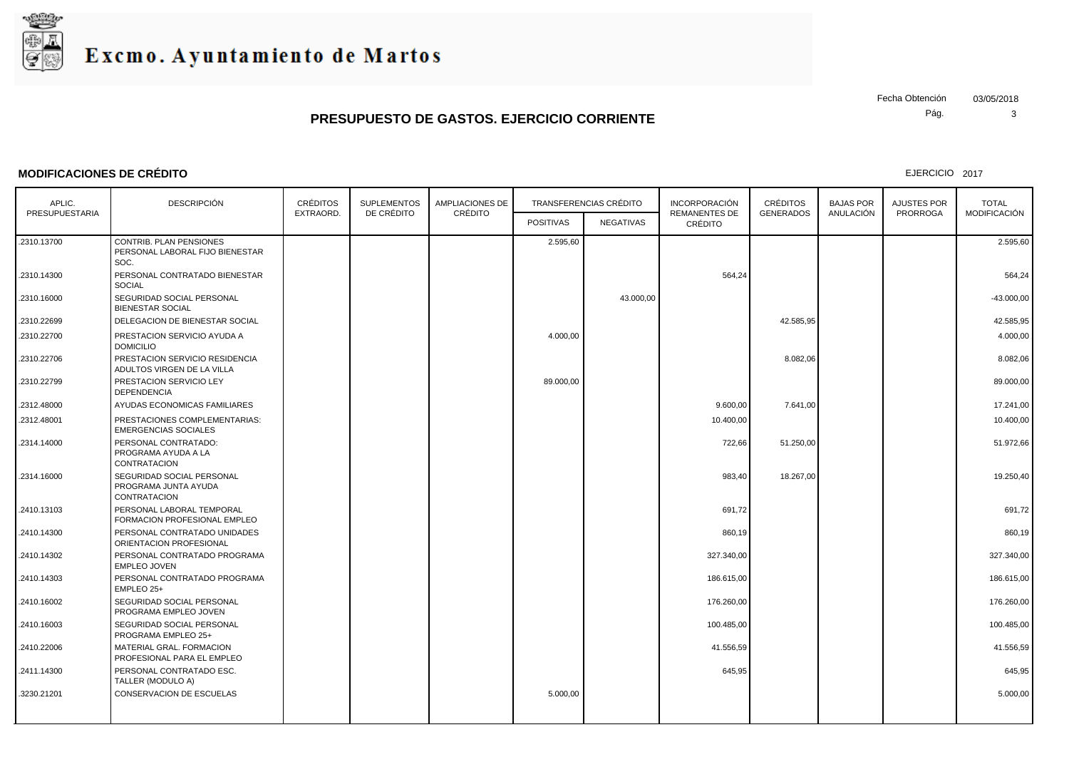# Excmo. Ayuntamiento de Martos

Fecha Obtención 03/05/2018

## PRESUPUESTO DE GASTOS. EJERCICIO CORRIENTE

### MODIFICACIONES DE CRÉDITO

EJERCICIO 2017

| APLIC. PRESUPUESTARIA | DESCRIPCIÓN | CRÉDITOS EXTRAORD. | SUPLEMENTOS DE CRÉDITO | AMPLIACIONES DE CRÉDITO | TRANSFERENCIAS CRÉDITO | | INCORPORACIÓN REMANENTES DE CRÉDITO | CRÉDITOS GENERADOS | BAJAS POR ANULACIÓN | AJUSTES POR PRORROGA | TOTAL MODIFICACIÓN |
|---|---|---|---|---|---|---|---|---|---|---|---|
| | | | | | POSITIVAS | NEGATIVAS | | | | | |
| .2310.13700 | CONTRIB. PLAN PENSIONES PERSONAL LABORAL FIJO BIENESTAR SOC. | | | | 2.595,60 | | | | | | 2.595,60 |
| .2310.14300 | PERSONAL CONTRATADO BIENESTAR SOCIAL | | | | | | 564,24 | | | | 564,24 |
| .2310.16000 | SEGURIDAD SOCIAL PERSONAL BIENESTAR SOCIAL | | | | | 43.000,00 | | | | | -43.000,00 |
| .2310.22699 | DELEGACION DE BIENESTAR SOCIAL | | | | | | | 42.585,95 | | | 42.585,95 |
| .2310.22700 | PRESTACION SERVICIO AYUDA A DOMICILIO | | | | 4.000,00 | | | | | | 4.000,00 |
| .2310.22706 | PRESTACION SERVICIO RESIDENCIA ADULTOS VIRGEN DE LA VILLA | | | | | | | 8.082,06 | | | 8.082,06 |
| .2310.22799 | PRESTACION SERVICIO LEY DEPENDENCIA | | | | 89.000,00 | | | | | | 89.000,00 |
| .2312.48000 | AYUDAS ECONOMICAS FAMILIARES | | | | | | 9.600,00 | 7.641,00 | | | 17.241,00 |
| .2312.48001 | PRESTACIONES COMPLEMENTARIAS: EMERGENCIAS SOCIALES | | | | | | 10.400,00 | | | | 10.400,00 |
| .2314.14000 | PERSONAL CONTRATADO: PROGRAMA AYUDA A LA CONTRATACION | | | | | | 722,66 | 51.250,00 | | | 51.972,66 |
| .2314.16000 | SEGURIDAD SOCIAL PERSONAL PROGRAMA JUNTA AYUDA CONTRATACION | | | | | | 983,40 | 18.267,00 | | | 19.250,40 |
| .2410.13103 | PERSONAL LABORAL TEMPORAL FORMACION PROFESIONAL EMPLEO | | | | | | 691,72 | | | | 691,72 |
| .2410.14300 | PERSONAL CONTRATADO UNIDADES ORIENTACION PROFESIONAL | | | | | | 860,19 | | | | 860,19 |
| .2410.14302 | PERSONAL CONTRATADO PROGRAMA EMPLEO JOVEN | | | | | | 327.340,00 | | | | 327.340,00 |
| .2410.14303 | PERSONAL CONTRATADO PROGRAMA EMPLEO 25+ | | | | | | 186.615,00 | | | | 186.615,00 |
| .2410.16002 | SEGURIDAD SOCIAL PERSONAL PROGRAMA EMPLEO JOVEN | | | | | | 176.260,00 | | | | 176.260,00 |
| .2410.16003 | SEGURIDAD SOCIAL PERSONAL PROGRAMA EMPLEO 25+ | | | | | | 100.485,00 | | | | 100.485,00 |
| .2410.22006 | MATERIAL GRAL. FORMACION PROFESIONAL PARA EL EMPLEO | | | | | | 41.556,59 | | | | 41.556,59 |
| .2411.14300 | PERSONAL CONTRATADO ESC. TALLER (MODULO A) | | | | | | 645,95 | | | | 645,95 |
| .3230.21201 | CONSERVACION DE ESCUELAS | | | | 5.000,00 | | | | | | 5.000,00 |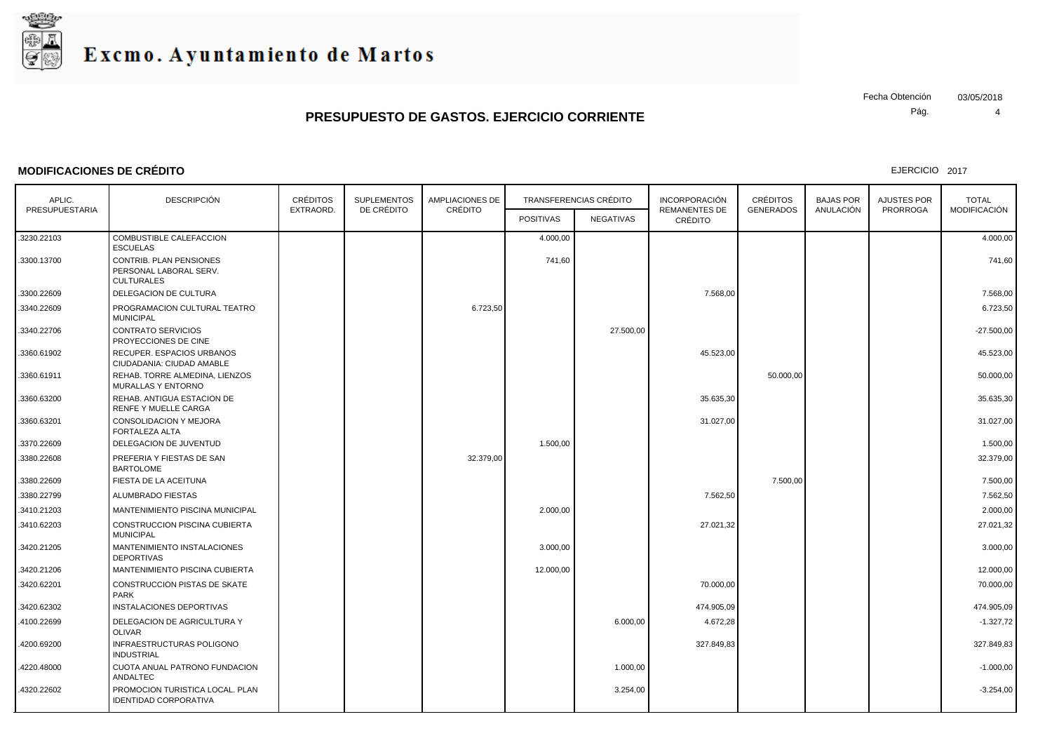# Excmo. Ayuntamiento de Martos

Fecha Obtención 03/05/2018

## PRESUPUESTO DE GASTOS. EJERCICIO CORRIENTE

### MODIFICACIONES DE CRÉDITO

EJERCICIO 2017

| APLIC. PRESUPUESTARIA | DESCRIPCIÓN | CRÉDITOS EXTRAORD. | SUPLEMENTOS DE CRÉDITO | AMPLIACIONES DE CRÉDITO | TRANSFERENCIAS CRÉDITO | | INCORPORACIÓN REMANENTES DE CRÉDITO | CRÉDITOS GENERADOS | BAJAS POR ANULACIÓN | AJUSTES POR PRORROGA | TOTAL MODIFICACIÓN |
|---|---|---|---|---|---|---|---|---|---|---|---|
| | | | | | POSITIVAS | NEGATIVAS | | | | | |
| .3230.22103 | COMBUSTIBLE CALEFACCION ESCUELAS | | | | 4.000,00 | | | | | | 4.000,00 |
| .3300.13700 | CONTRIB. PLAN PENSIONES PERSONAL LABORAL SERV. CULTURALES | | | | 741,60 | | | | | | 741,60 |
| .3300.22609 | DELEGACION DE CULTURA | | | | | | 7.568,00 | | | | 7.568,00 |
| .3340.22609 | PROGRAMACION CULTURAL TEATRO MUNICIPAL | | | 6.723,50 | | | | | | | 6.723,50 |
| .3340.22706 | CONTRATO SERVICIOS PROYECCIONES DE CINE | | | | | 27.500,00 | | | | | -27.500,00 |
| .3360.61902 | RECUPER. ESPACIOS URBANOS CIUDADANIA: CIUDAD AMABLE | | | | | | 45.523,00 | | | | 45.523,00 |
| .3360.61911 | REHAB. TORRE ALMEDINA, LIENZOS MURALLAS Y ENTORNO | | | | | | | 50.000,00 | | | 50.000,00 |
| .3360.63200 | REHAB. ANTIGUA ESTACION DE RENFE Y MUELLE CARGA | | | | | | 35.635,30 | | | | 35.635,30 |
| .3360.63201 | CONSOLIDACION Y MEJORA FORTALEZA ALTA | | | | | | 31.027,00 | | | | 31.027,00 |
| .3370.22609 | DELEGACION DE JUVENTUD | | | | 1.500,00 | | | | | | 1.500,00 |
| .3380.22608 | PREFERIA Y FIESTAS DE SAN BARTOLOME | | | 32.379,00 | | | | | | | 32.379,00 |
| .3380.22609 | FIESTA DE LA ACEITUNA | | | | | | | 7.500,00 | | | 7.500,00 |
| .3380.22799 | ALUMBRADO FIESTAS | | | | | | 7.562,50 | | | | 7.562,50 |
| .3410.21203 | MANTENIMIENTO PISCINA MUNICIPAL | | | | 2.000,00 | | | | | | 2.000,00 |
| .3410.62203 | CONSTRUCCION PISCINA CUBIERTA MUNICIPAL | | | | | | 27.021,32 | | | | 27.021,32 |
| .3420.21205 | MANTENIMIENTO INSTALACIONES DEPORTIVAS | | | | 3.000,00 | | | | | | 3.000,00 |
| .3420.21206 | MANTENIMIENTO PISCINA CUBIERTA | | | | 12.000,00 | | | | | | 12.000,00 |
| .3420.62201 | CONSTRUCCION PISTAS DE SKATE PARK | | | | | | 70.000,00 | | | | 70.000,00 |
| .3420.62302 | INSTALACIONES DEPORTIVAS | | | | | | 474.905,09 | | | | 474.905,09 |
| .4100.22699 | DELEGACION DE AGRICULTURA Y OLIVAR | | | | | 6.000,00 | 4.672,28 | | | | -1.327,72 |
| .4200.69200 | INFRAESTRUCTURAS POLIGONO INDUSTRIAL | | | | | | 327.849,83 | | | | 327.849,83 |
| .4220.48000 | CUOTA ANUAL PATRONO FUNDACION ANDALTEC | | | | | 1.000,00 | | | | | -1.000,00 |
| .4320.22602 | PROMOCION TURISTICA LOCAL. PLAN IDENTIDAD CORPORATIVA | | | | | 3.254,00 | | | | | -3.254,00 |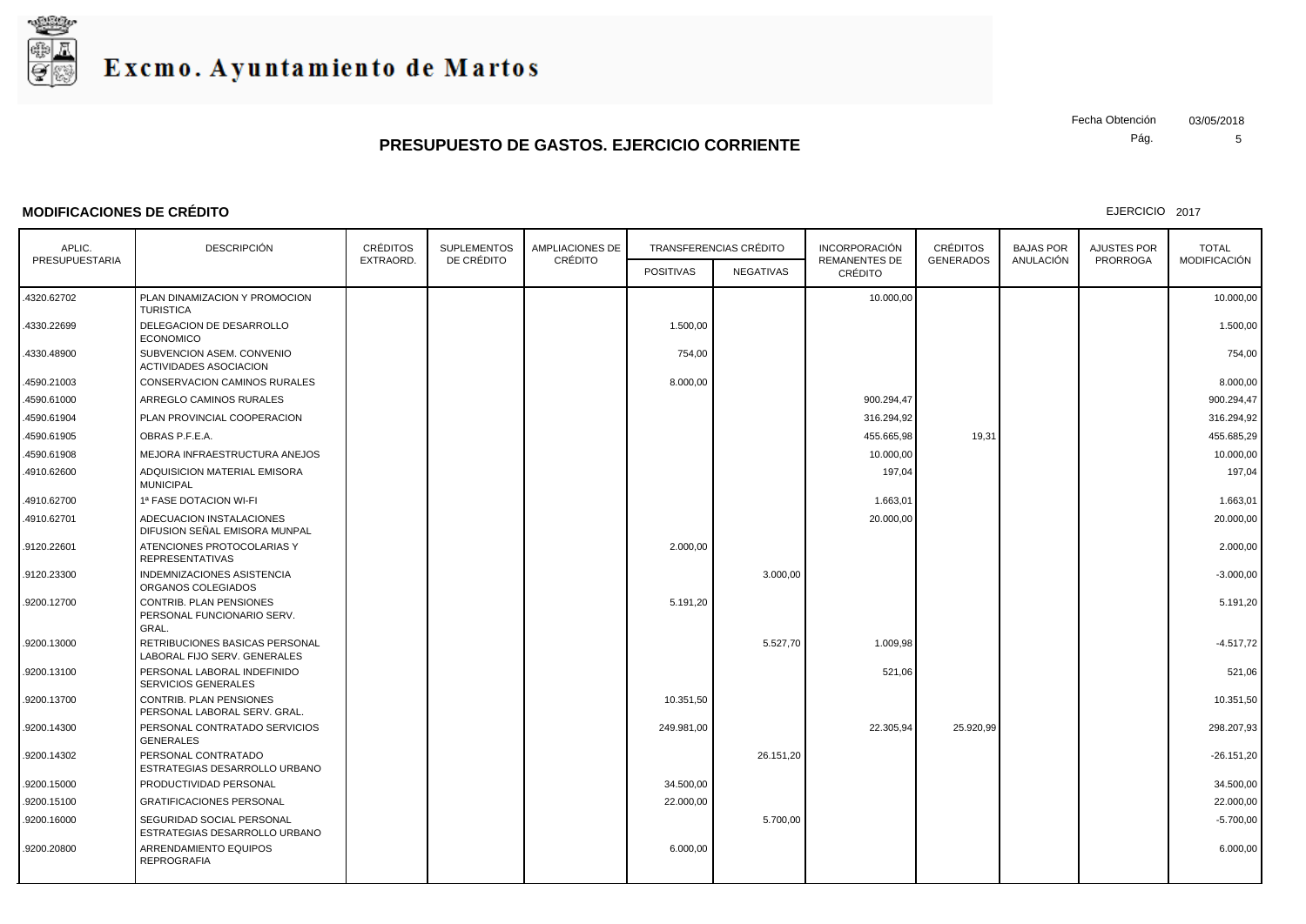# Excmo. Ayuntamiento de Martos

Fecha Obtención 03/05/2018

## PRESUPUESTO DE GASTOS. EJERCICIO CORRIENTE

### MODIFICACIONES DE CRÉDITO

EJERCICIO 2017

| APLIC. PRESUPUESTARIA | DESCRIPCIÓN | CRÉDITOS EXTRAORD. | SUPLEMENTOS DE CRÉDITO | AMPLIACIONES DE CRÉDITO | TRANSFERENCIAS CRÉDITO | | INCORPORACIÓN REMANENTES DE CRÉDITO | CRÉDITOS GENERADOS | BAJAS POR ANULACIÓN | AJUSTES POR PRORROGA | TOTAL MODIFICACIÓN |
|---|---|---|---|---|---|---|---|---|---|---|---|
| | | | | | POSITIVAS | NEGATIVAS | | | | | |
| .4320.62702 | PLAN DINAMIZACION Y PROMOCION TURISTICA | | | | | | 10.000,00 | | | | 10.000,00 |
| .4330.22699 | DELEGACION DE DESARROLLO ECONOMICO | | | | 1.500,00 | | | | | | 1.500,00 |
| .4330.48900 | SUBVENCION ASEM. CONVENIO ACTIVIDADES ASOCIACION | | | | 754,00 | | | | | | 754,00 |
| .4590.21003 | CONSERVACION CAMINOS RURALES | | | | 8.000,00 | | | | | | 8.000,00 |
| .4590.61000 | ARREGLO CAMINOS RURALES | | | | | | 900.294,47 | | | | 900.294,47 |
| .4590.61904 | PLAN PROVINCIAL COOPERACION | | | | | | 316.294,92 | | | | 316.294,92 |
| .4590.61905 | OBRAS P.F.E.A. | | | | | | 455.665,98 | 19,31 | | | 455.685,29 |
| .4590.61908 | MEJORA INFRAESTRUCTURA ANEJOS | | | | | | 10.000,00 | | | | 10.000,00 |
| .4910.62600 | ADQUISICION MATERIAL EMISORA MUNICIPAL | | | | | | 197,04 | | | | 197,04 |
| .4910.62700 | 1ª FASE DOTACION WI-FI | | | | | | 1.663,01 | | | | 1.663,01 |
| .4910.62701 | ADECUACION INSTALACIONES DIFUSION SEÑAL EMISORA MUNPAL | | | | | | 20.000,00 | | | | 20.000,00 |
| .9120.22601 | ATENCIONES PROTOCOLARIAS Y REPRESENTATIVAS | | | | 2.000,00 | | | | | | 2.000,00 |
| .9120.23300 | INDEMNIZACIONES ASISTENCIA ORGANOS COLEGIADOS | | | | | 3.000,00 | | | | | -3.000,00 |
| .9200.12700 | CONTRIB. PLAN PENSIONES PERSONAL FUNCIONARIO SERV. GRAL. | | | | 5.191,20 | | | | | | 5.191,20 |
| .9200.13000 | RETRIBUCIONES BASICAS PERSONAL LABORAL FIJO SERV. GENERALES | | | | | 5.527,70 | 1.009,98 | | | | -4.517,72 |
| .9200.13100 | PERSONAL LABORAL INDEFINIDO SERVICIOS GENERALES | | | | | | 521,06 | | | | 521,06 |
| .9200.13700 | CONTRIB. PLAN PENSIONES PERSONAL LABORAL SERV. GRAL. | | | | 10.351,50 | | | | | | 10.351,50 |
| .9200.14300 | PERSONAL CONTRATADO SERVICIOS GENERALES | | | | 249.981,00 | | 22.305,94 | 25.920,99 | | | 298.207,93 |
| .9200.14302 | PERSONAL CONTRATADO ESTRATEGIAS DESARROLLO URBANO | | | | | 26.151,20 | | | | | -26.151,20 |
| .9200.15000 | PRODUCTIVIDAD PERSONAL | | | | 34.500,00 | | | | | | 34.500,00 |
| .9200.15100 | GRATIFICACIONES PERSONAL | | | | 22.000,00 | | | | | | 22.000,00 |
| .9200.16000 | SEGURIDAD SOCIAL PERSONAL ESTRATEGIAS DESARROLLO URBANO | | | | | 5.700,00 | | | | | -5.700,00 |
| .9200.20800 | ARRENDAMIENTO EQUIPOS REPROGRAFIA | | | | 6.000,00 | | | | | | 6.000,00 |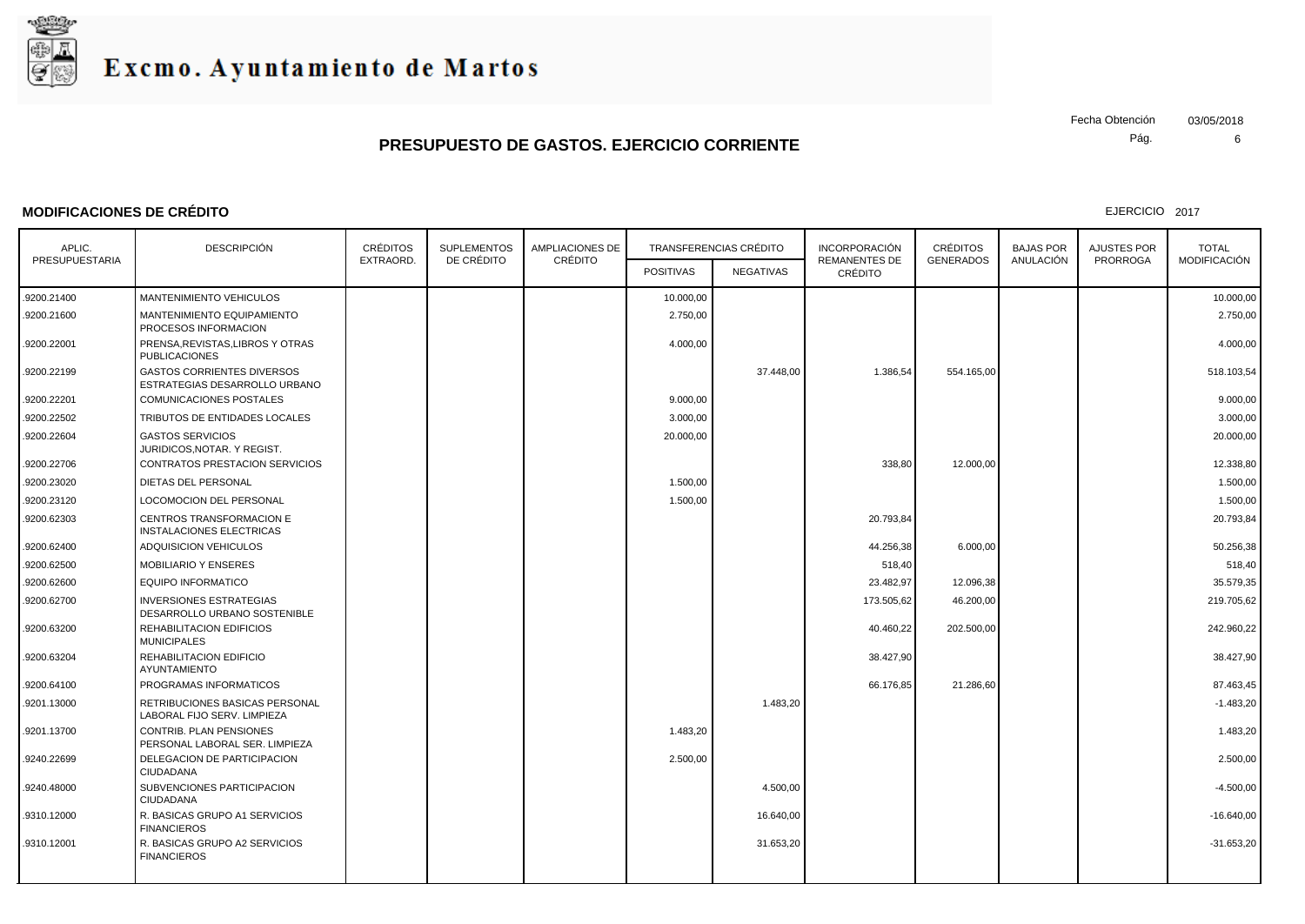Excmo. Ayuntamiento de Martos

Fecha Obtención 03/05/2018

## PRESUPUESTO DE GASTOS. EJERCICIO CORRIENTE

### MODIFICACIONES DE CRÉDITO

EJERCICIO 2017

| APLIC. PRESUPUESTARIA | DESCRIPCIÓN | CRÉDITOS EXTRAORD. | SUPLEMENTOS DE CRÉDITO | AMPLIACIONES DE CRÉDITO | TRANSFERENCIAS CRÉDITO | | INCORPORACIÓN REMANENTES DE CRÉDITO | CRÉDITOS GENERADOS | BAJAS POR ANULACIÓN | AJUSTES POR PRORROGA | TOTAL MODIFICACIÓN |
|---|---|---|---|---|---|---|---|---|---|---|---|
| | | | | | POSITIVAS | NEGATIVAS | | | | | |
| .9200.21400 | MANTENIMIENTO VEHICULOS | | | | 10.000,00 | | | | | | 10.000,00 |
| .9200.21600 | MANTENIMIENTO EQUIPAMIENTO PROCESOS INFORMACION | | | | 2.750,00 | | | | | | 2.750,00 |
| .9200.22001 | PRENSA,REVISTAS,LIBROS Y OTRAS PUBLICACIONES | | | | 4.000,00 | | | | | | 4.000,00 |
| .9200.22199 | GASTOS CORRIENTES DIVERSOS ESTRATEGIAS DESARROLLO URBANO | | | | | 37.448,00 | 1.386,54 | 554.165,00 | | | 518.103,54 |
| .9200.22201 | COMUNICACIONES POSTALES | | | | 9.000,00 | | | | | | 9.000,00 |
| .9200.22502 | TRIBUTOS DE ENTIDADES LOCALES | | | | 3.000,00 | | | | | | 3.000,00 |
| .9200.22604 | GASTOS SERVICIOS JURIDICOS,NOTAR. Y REGIST. | | | | 20.000,00 | | | | | | 20.000,00 |
| .9200.22706 | CONTRATOS PRESTACION SERVICIOS | | | | | | 338,80 | 12.000,00 | | | 12.338,80 |
| .9200.23020 | DIETAS DEL PERSONAL | | | | 1.500,00 | | | | | | 1.500,00 |
| .9200.23120 | LOCOMOCION DEL PERSONAL | | | | 1.500,00 | | | | | | 1.500,00 |
| .9200.62303 | CENTROS TRANSFORMACION E INSTALACIONES ELECTRICAS | | | | | | 20.793,84 | | | | 20.793,84 |
| .9200.62400 | ADQUISICION VEHICULOS | | | | | | 44.256,38 | 6.000,00 | | | 50.256,38 |
| .9200.62500 | MOBILIARIO Y ENSERES | | | | | | 518,40 | | | | 518,40 |
| .9200.62600 | EQUIPO INFORMATICO | | | | | | 23.482,97 | 12.096,38 | | | 35.579,35 |
| .9200.62700 | INVERSIONES ESTRATEGIAS DESARROLLO URBANO SOSTENIBLE | | | | | | 173.505,62 | 46.200,00 | | | 219.705,62 |
| .9200.63200 | REHABILITACION EDIFICIOS MUNICIPALES | | | | | | 40.460,22 | 202.500,00 | | | 242.960,22 |
| .9200.63204 | REHABILITACION EDIFICIO AYUNTAMIENTO | | | | | | 38.427,90 | | | | 38.427,90 |
| .9200.64100 | PROGRAMAS INFORMATICOS | | | | | | 66.176,85 | 21.286,60 | | | 87.463,45 |
| .9201.13000 | RETRIBUCIONES BASICAS PERSONAL LABORAL FIJO SERV. LIMPIEZA | | | | | 1.483,20 | | | | | -1.483,20 |
| .9201.13700 | CONTRIB. PLAN PENSIONES PERSONAL LABORAL SER. LIMPIEZA | | | | 1.483,20 | | | | | | 1.483,20 |
| .9240.22699 | DELEGACION DE PARTICIPACION CIUDADANA | | | | 2.500,00 | | | | | | 2.500,00 |
| .9240.48000 | SUBVENCIONES PARTICIPACION CIUDADANA | | | | | 4.500,00 | | | | | -4.500,00 |
| .9310.12000 | R. BASICAS GRUPO A1 SERVICIOS FINANCIEROS | | | | | 16.640,00 | | | | | -16.640,00 |
| .9310.12001 | R. BASICAS GRUPO A2 SERVICIOS FINANCIEROS | | | | | 31.653,20 | | | | | -31.653,20 |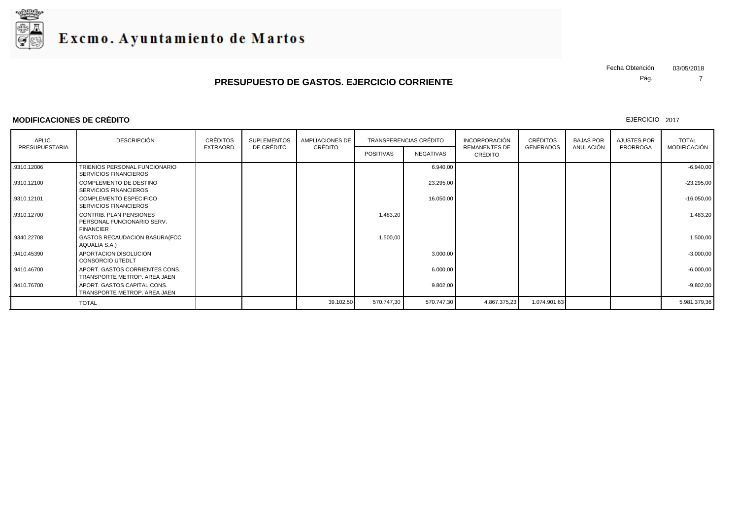# Excmo. Ayuntamiento de Martos

Fecha Obtención 03/05/2018

## PRESUPUESTO DE GASTOS. EJERCICIO CORRIENTE

### MODIFICACIONES DE CRÉDITO

EJERCICIO 2017

| APLIC. PRESUPUESTARIA | DESCRIPCIÓN | CRÉDITOS EXTRAORD. | SUPLEMENTOS DE CRÉDITO | AMPLIACIONES DE CRÉDITO | TRANSFERENCIAS CRÉDITO | | INCORPORACIÓN REMANENTES DE CRÉDITO | CRÉDITOS GENERADOS | BAJAS POR ANULACIÓN | AJUSTES POR PRORROGA | TOTAL MODIFICACIÓN |
|---|---|---|---|---|---|---|---|---|---|---|---|
| | | | | | POSITIVAS | NEGATIVAS | | | | | |
| .9310.12006 | TRIENIOS PERSONAL FUNCIONARIO SERVICIOS FINANCIEROS | | | | | 6.940,00 | | | | | -6.940,00 |
| .9310.12100 | COMPLEMENTO DE DESTINO SERVICIOS FINANCIEROS | | | | | 23.295,00 | | | | | -23.295,00 |
| .9310.12101 | COMPLEMENTO ESPECIFICO SERVICIOS FINANCIEROS | | | | | 16.050,00 | | | | | -16.050,00 |
| .9310.12700 | CONTRIB. PLAN PENSIONES PERSONAL FUNCIONARIO SERV. FINANCIER | | | | 1.483,20 | | | | | | 1.483,20 |
| .9340.22708 | GASTOS RECAUDACION BASURA(FCC AQUALIA S.A.) | | | | 1.500,00 | | | | | | 1.500,00 |
| .9410.45390 | APORTACION DISOLUCION CONSORCIO UTEDLT | | | | | 3.000,00 | | | | | -3.000,00 |
| .9410.46700 | APORT. GASTOS CORRIENTES CONS. TRANSPORTE METROP. AREA JAEN | | | | | 6.000,00 | | | | | -6.000,00 |
| .9410.76700 | APORT. GASTOS CAPITAL CONS. TRANSPORTE METROP. AREA JAEN | | | | | 9.802,00 | | | | | -9.802,00 |
| | TOTAL | | | 39.102,50 | 570.747,30 | 570.747,30 | 4.867.375,23 | 1.074.901,63 | | | 5.981.379,36 |